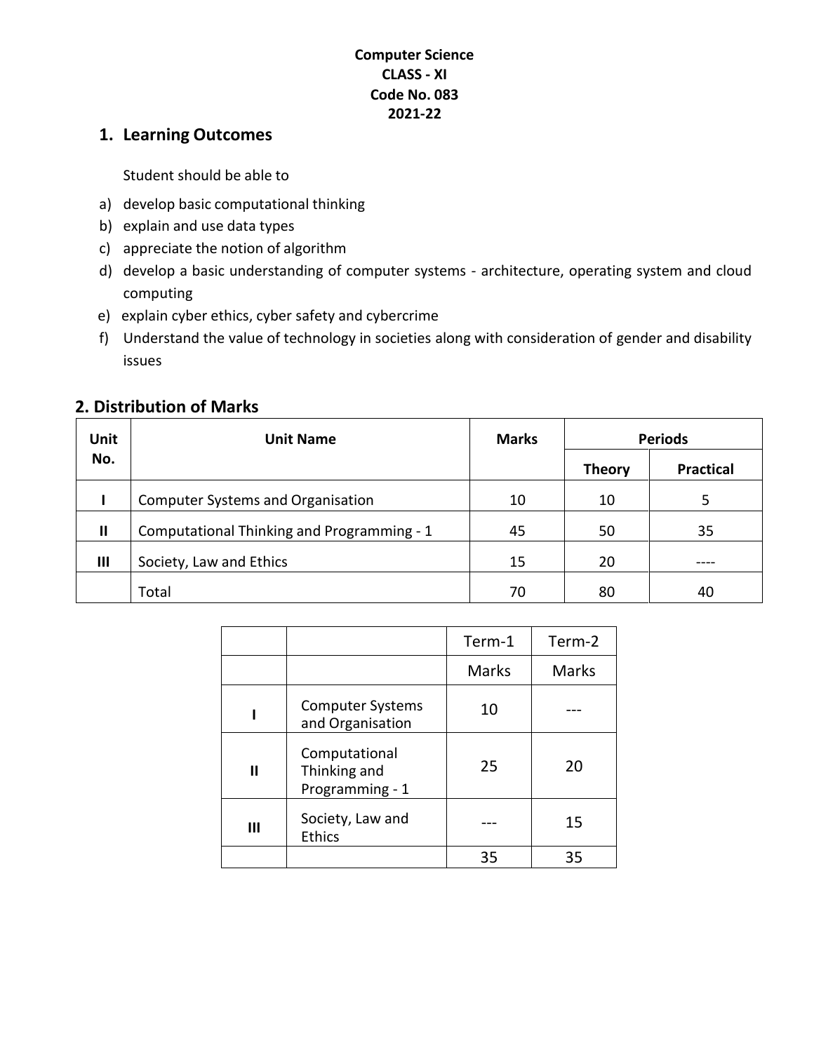**Computer Science**
**CLASS - XI**
**Code No. 083**
**2021-22**

## 1. Learning Outcomes

Student should be able to

a) develop basic computational thinking
b) explain and use data types
c) appreciate the notion of algorithm
d) develop a basic understanding of computer systems - architecture, operating system and cloud computing
e) explain cyber ethics, cyber safety and cybercrime
f) Understand the value of technology in societies along with consideration of gender and disability issues

## 2. Distribution of Marks

| Unit No. | Unit Name | Marks | Periods | |
|---|---|---|---|---|
| | | | Theory | Practical |
| I | Computer Systems and Organisation | 10 | 10 | 5 |
| II | Computational Thinking and Programming - 1 | 45 | 50 | 35 |
| III | Society, Law and Ethics | 15 | 20 | ---- |
| | Total | 70 | 80 | 40 |

| | | Term-1 | Term-2 |
|---|---|---|---|
| | | Marks | Marks |
| I | Computer Systems and Organisation | 10 | --- |
| II | Computational Thinking and Programming - 1 | 25 | 20 |
| III | Society, Law and Ethics | --- | 15 |
| | | 35 | 35 |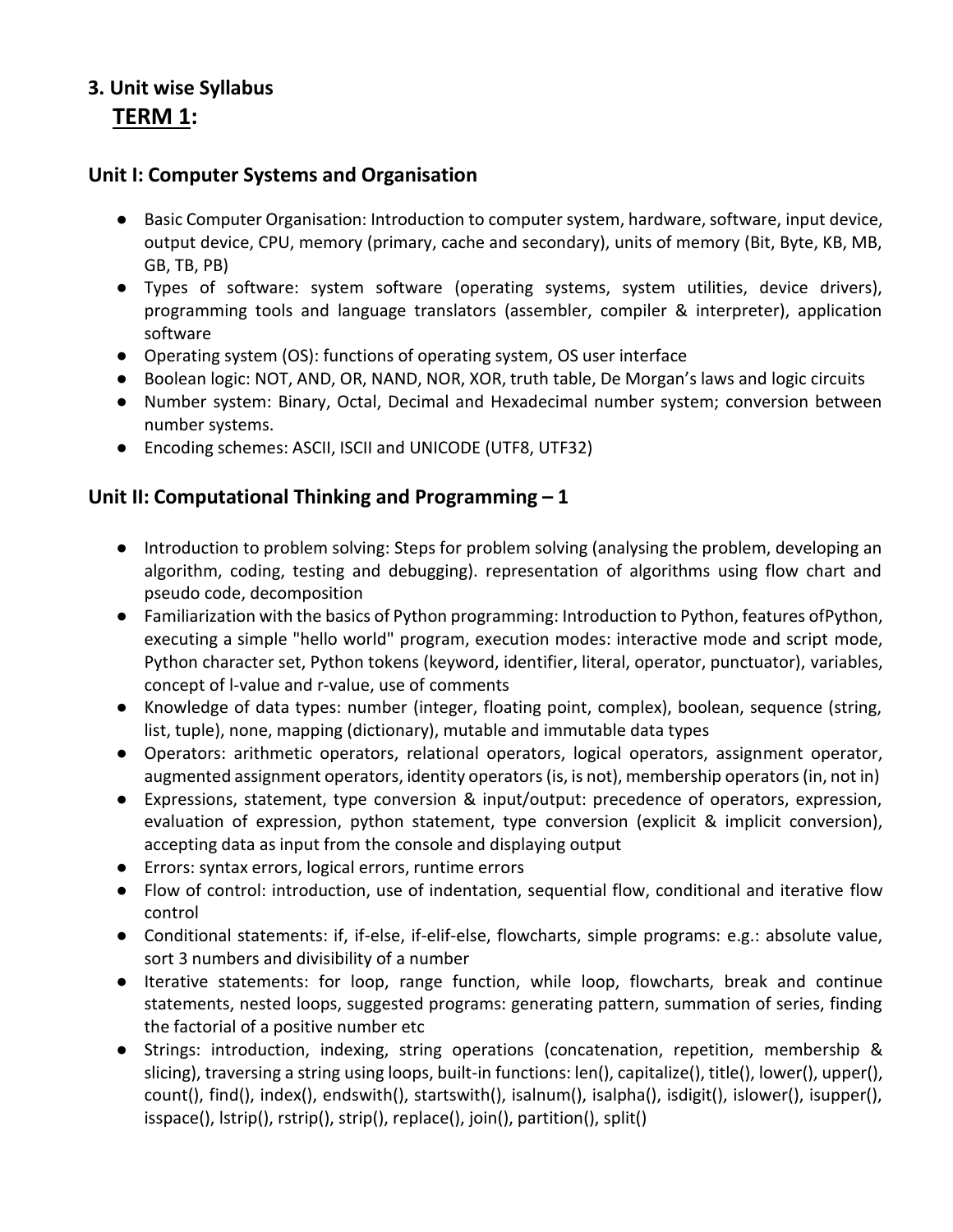## 3. Unit wise Syllabus

## <u>TERM 1</u>:

### Unit I: Computer Systems and Organisation

- Basic Computer Organisation: Introduction to computer system, hardware, software, input device, output device, CPU, memory (primary, cache and secondary), units of memory (Bit, Byte, KB, MB, GB, TB, PB)
- Types of software: system software (operating systems, system utilities, device drivers), programming tools and language translators (assembler, compiler & interpreter), application software
- Operating system (OS): functions of operating system, OS user interface
- Boolean logic: NOT, AND, OR, NAND, NOR, XOR, truth table, De Morgan's laws and logic circuits
- Number system: Binary, Octal, Decimal and Hexadecimal number system; conversion between number systems.
- Encoding schemes: ASCII, ISCII and UNICODE (UTF8, UTF32)

### Unit II: Computational Thinking and Programming – 1

- Introduction to problem solving: Steps for problem solving (analysing the problem, developing an algorithm, coding, testing and debugging). representation of algorithms using flow chart and pseudo code, decomposition
- Familiarization with the basics of Python programming: Introduction to Python, features ofPython, executing a simple "hello world" program, execution modes: interactive mode and script mode, Python character set, Python tokens (keyword, identifier, literal, operator, punctuator), variables, concept of l-value and r-value, use of comments
- Knowledge of data types: number (integer, floating point, complex), boolean, sequence (string, list, tuple), none, mapping (dictionary), mutable and immutable data types
- Operators: arithmetic operators, relational operators, logical operators, assignment operator, augmented assignment operators, identity operators (is, is not), membership operators (in, not in)
- Expressions, statement, type conversion & input/output: precedence of operators, expression, evaluation of expression, python statement, type conversion (explicit & implicit conversion), accepting data as input from the console and displaying output
- Errors: syntax errors, logical errors, runtime errors
- Flow of control: introduction, use of indentation, sequential flow, conditional and iterative flow control
- Conditional statements: if, if-else, if-elif-else, flowcharts, simple programs: e.g.: absolute value, sort 3 numbers and divisibility of a number
- Iterative statements: for loop, range function, while loop, flowcharts, break and continue statements, nested loops, suggested programs: generating pattern, summation of series, finding the factorial of a positive number etc
- Strings: introduction, indexing, string operations (concatenation, repetition, membership & slicing), traversing a string using loops, built-in functions: len(), capitalize(), title(), lower(), upper(), count(), find(), index(), endswith(), startswith(), isalnum(), isalpha(), isdigit(), islower(), isupper(), isspace(), lstrip(), rstrip(), strip(), replace(), join(), partition(), split()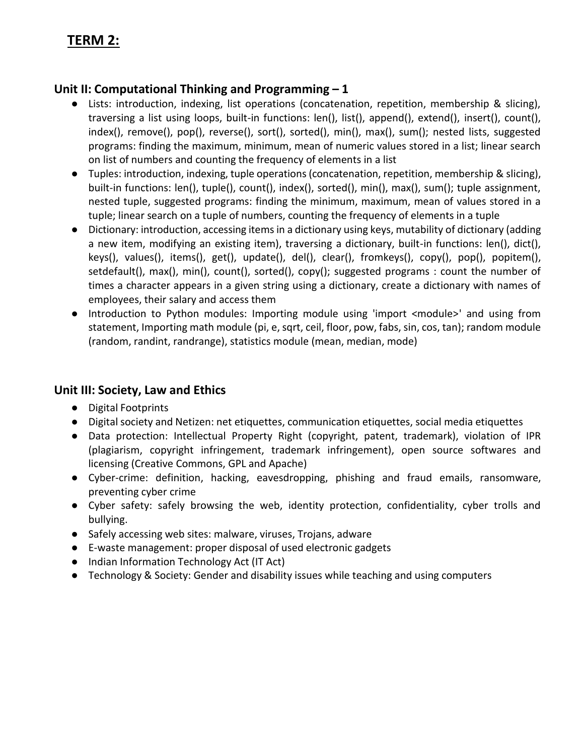# **TERM 2:**

## Unit II: Computational Thinking and Programming – 1

- Lists: introduction, indexing, list operations (concatenation, repetition, membership & slicing), traversing a list using loops, built-in functions: len(), list(), append(), extend(), insert(), count(), index(), remove(), pop(), reverse(), sort(), sorted(), min(), max(), sum(); nested lists, suggested programs: finding the maximum, minimum, mean of numeric values stored in a list; linear search on list of numbers and counting the frequency of elements in a list
- Tuples: introduction, indexing, tuple operations (concatenation, repetition, membership & slicing), built-in functions: len(), tuple(), count(), index(), sorted(), min(), max(), sum(); tuple assignment, nested tuple, suggested programs: finding the minimum, maximum, mean of values stored in a tuple; linear search on a tuple of numbers, counting the frequency of elements in a tuple
- Dictionary: introduction, accessing items in a dictionary using keys, mutability of dictionary (adding a new item, modifying an existing item), traversing a dictionary, built-in functions: len(), dict(), keys(), values(), items(), get(), update(), del(), clear(), fromkeys(), copy(), pop(), popitem(), setdefault(), max(), min(), count(), sorted(), copy(); suggested programs : count the number of times a character appears in a given string using a dictionary, create a dictionary with names of employees, their salary and access them
- Introduction to Python modules: Importing module using 'import <module>' and using from statement, Importing math module (pi, e, sqrt, ceil, floor, pow, fabs, sin, cos, tan); random module (random, randint, randrange), statistics module (mean, median, mode)

## Unit III: Society, Law and Ethics

- Digital Footprints
- Digital society and Netizen: net etiquettes, communication etiquettes, social media etiquettes
- Data protection: Intellectual Property Right (copyright, patent, trademark), violation of IPR (plagiarism, copyright infringement, trademark infringement), open source softwares and licensing (Creative Commons, GPL and Apache)
- Cyber-crime: definition, hacking, eavesdropping, phishing and fraud emails, ransomware, preventing cyber crime
- Cyber safety: safely browsing the web, identity protection, confidentiality, cyber trolls and bullying.
- Safely accessing web sites: malware, viruses, Trojans, adware
- E-waste management: proper disposal of used electronic gadgets
- Indian Information Technology Act (IT Act)
- Technology & Society: Gender and disability issues while teaching and using computers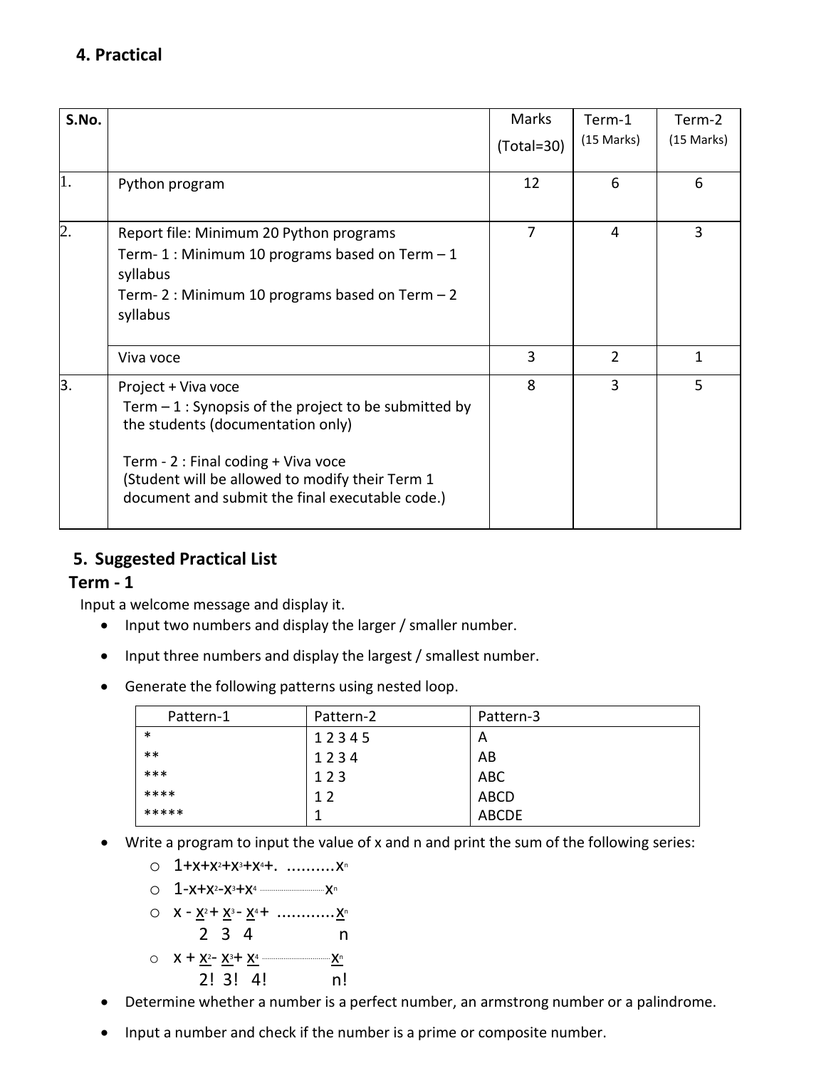## 4. Practical

| S.No. | | Marks (Total=30) | Term-1 (15 Marks) | Term-2 (15 Marks) |
|---|---|---|---|---|
| 1. | Python program | 12 | 6 | 6 |
| 2. | Report file: Minimum 20 Python programs<br>Term- 1 : Minimum 10 programs based on Term – 1 syllabus<br>Term- 2 : Minimum 10 programs based on Term – 2 syllabus | 7 | 4 | 3 |
| | Viva voce | 3 | 2 | 1 |
| 3. | Project + Viva voce<br>Term – 1 : Synopsis of the project to be submitted by the students (documentation only)<br><br>Term - 2 : Final coding + Viva voce<br>(Student will be allowed to modify their Term 1 document and submit the final executable code.) | 8 | 3 | 5 |

## 5. Suggested Practical List

### Term - 1

Input a welcome message and display it.

- Input two numbers and display the larger / smaller number.
- Input three numbers and display the largest / smallest number.
- Generate the following patterns using nested loop.

| Pattern-1 | Pattern-2 | Pattern-3 |
|---|---|---|
| * | 1 2 3 4 5 | A |
| ** | 1 2 3 4 | AB |
| *** | 1 2 3 | ABC |
| **** | 1 2 | ABCD |
| ***** | 1 | ABCDE |

- Write a program to input the value of x and n and print the sum of the following series:
  - $1+x+x^2+x^3+x^4+ \ldots\ldots\ldots\ldots x^n$
  - $1-x+x^2-x^3+x^4 \ldots\ldots\ldots\ldots x^n$
  - $x - \frac{x^2}{2} + \frac{x^3}{3} - \frac{x^4}{4} + \ldots\ldots\ldots\ldots \frac{x^n}{n}$
  - $x + \frac{x^2}{2!} - \frac{x^3}{3!} + \frac{x^4}{4!} \ldots\ldots\ldots\ldots \frac{x^n}{n!}$
- Determine whether a number is a perfect number, an armstrong number or a palindrome.
- Input a number and check if the number is a prime or composite number.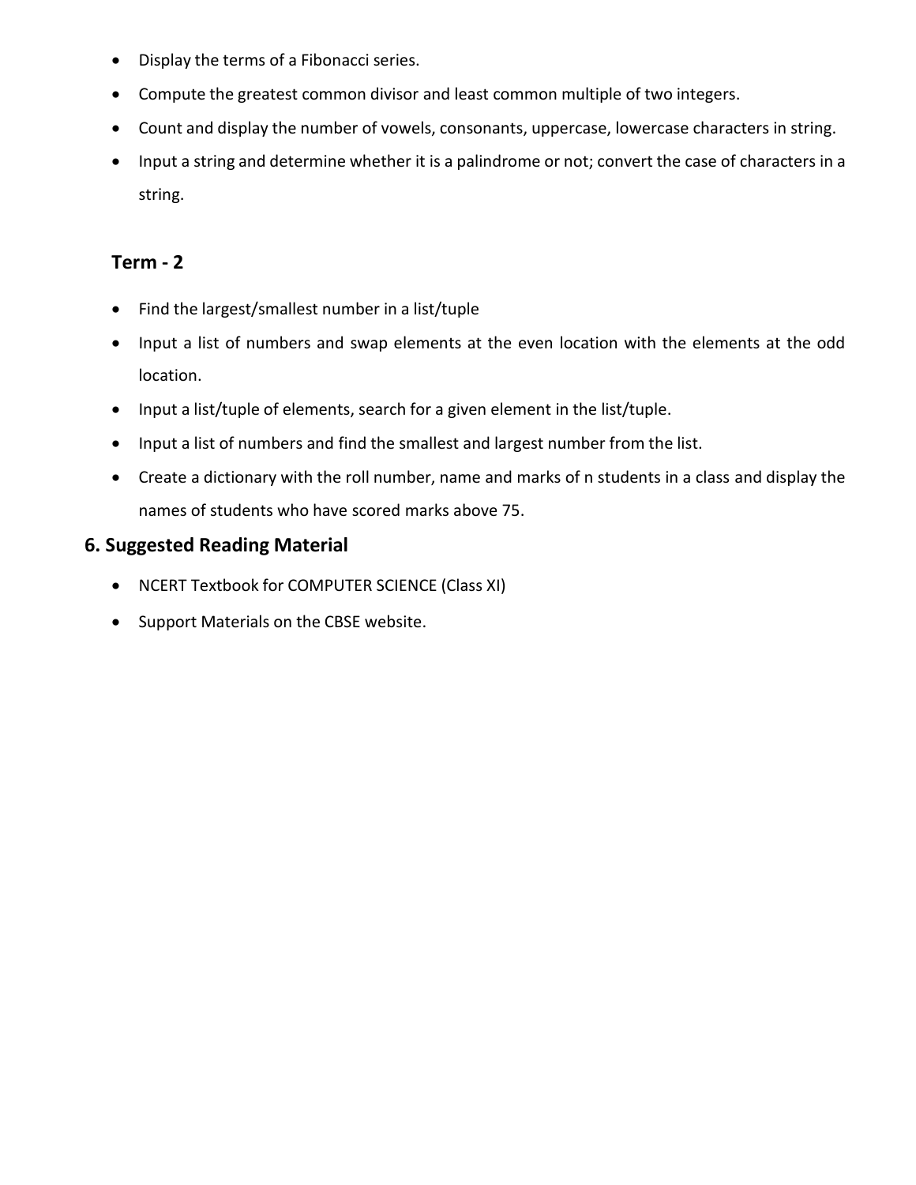- Display the terms of a Fibonacci series.
- Compute the greatest common divisor and least common multiple of two integers.
- Count and display the number of vowels, consonants, uppercase, lowercase characters in string.
- Input a string and determine whether it is a palindrome or not; convert the case of characters in a string.

### Term - 2

- Find the largest/smallest number in a list/tuple
- Input a list of numbers and swap elements at the even location with the elements at the odd location.
- Input a list/tuple of elements, search for a given element in the list/tuple.
- Input a list of numbers and find the smallest and largest number from the list.
- Create a dictionary with the roll number, name and marks of n students in a class and display the names of students who have scored marks above 75.

## 6. Suggested Reading Material

- NCERT Textbook for COMPUTER SCIENCE (Class XI)
- Support Materials on the CBSE website.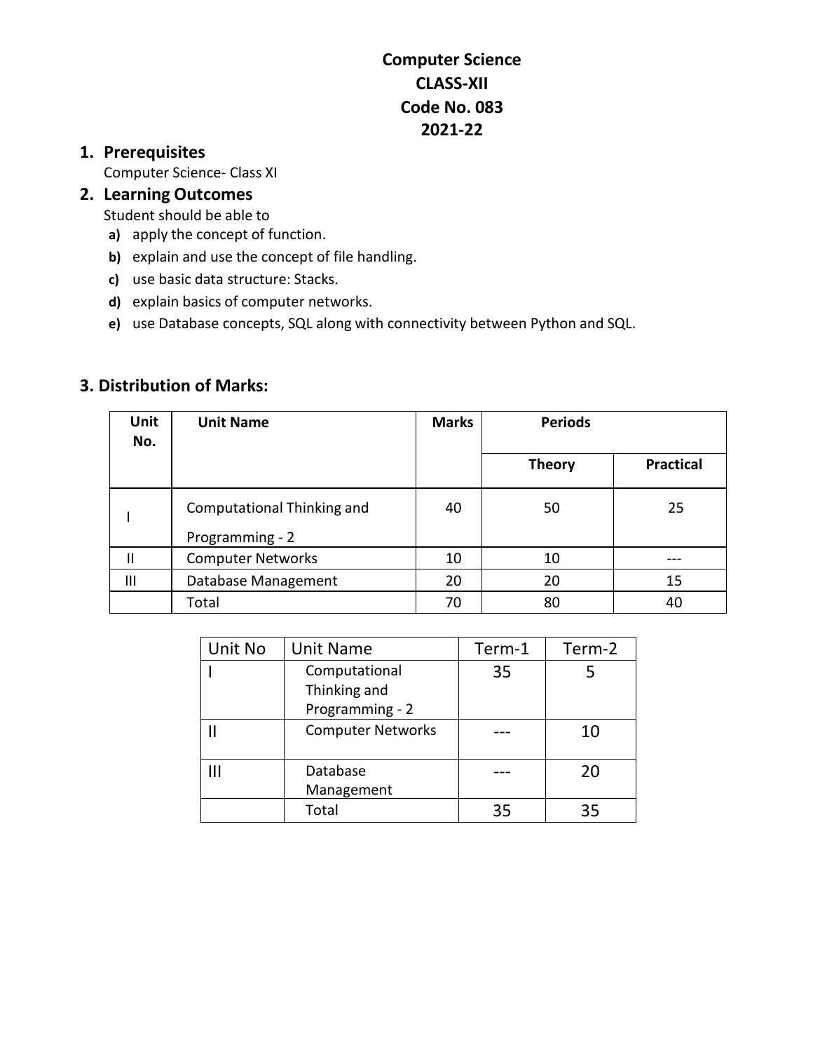# Computer Science
# CLASS-XII
# Code No. 083
# 2021-22

## 1. Prerequisites

Computer Science- Class XI

## 2. Learning Outcomes

Student should be able to

- **a)** apply the concept of function.
- **b)** explain and use the concept of file handling.
- **c)** use basic data structure: Stacks.
- **d)** explain basics of computer networks.
- **e)** use Database concepts, SQL along with connectivity between Python and SQL.

## 3. Distribution of Marks:

| Unit No. | Unit Name | Marks | Periods | |
|---|---|---|---|---|
| | | | Theory | Practical |
| I | Computational Thinking and Programming - 2 | 40 | 50 | 25 |
| II | Computer Networks | 10 | 10 | --- |
| III | Database Management | 20 | 20 | 15 |
| | Total | 70 | 80 | 40 |

| Unit No | Unit Name | Term-1 | Term-2 |
|---|---|---|---|
| I | Computational Thinking and Programming - 2 | 35 | 5 |
| II | Computer Networks | --- | 10 |
| III | Database Management | --- | 20 |
| | Total | 35 | 35 |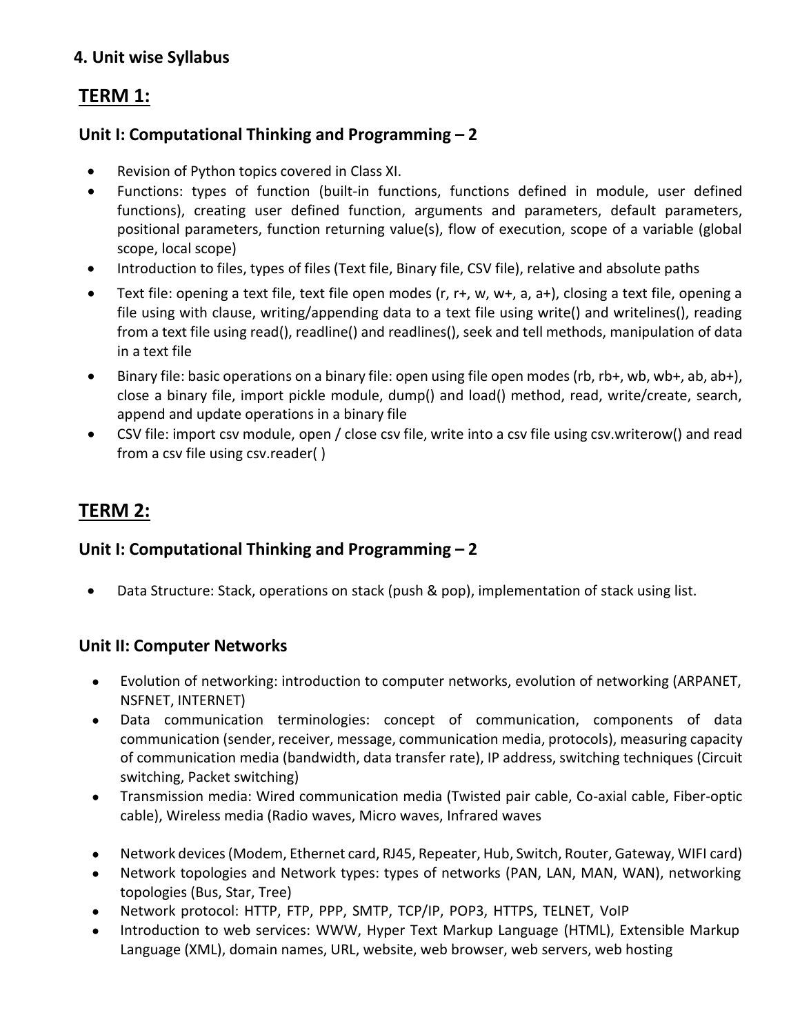## 4. Unit wise Syllabus

## TERM 1:

### Unit I: Computational Thinking and Programming – 2

- Revision of Python topics covered in Class XI.
- Functions: types of function (built-in functions, functions defined in module, user defined functions), creating user defined function, arguments and parameters, default parameters, positional parameters, function returning value(s), flow of execution, scope of a variable (global scope, local scope)
- Introduction to files, types of files (Text file, Binary file, CSV file), relative and absolute paths
- Text file: opening a text file, text file open modes (r, r+, w, w+, a, a+), closing a text file, opening a file using with clause, writing/appending data to a text file using write() and writelines(), reading from a text file using read(), readline() and readlines(), seek and tell methods, manipulation of data in a text file
- Binary file: basic operations on a binary file: open using file open modes (rb, rb+, wb, wb+, ab, ab+), close a binary file, import pickle module, dump() and load() method, read, write/create, search, append and update operations in a binary file
- CSV file: import csv module, open / close csv file, write into a csv file using csv.writerow() and read from a csv file using csv.reader( )

## TERM 2:

### Unit I: Computational Thinking and Programming – 2

- Data Structure: Stack, operations on stack (push & pop), implementation of stack using list.

### Unit II: Computer Networks

- Evolution of networking: introduction to computer networks, evolution of networking (ARPANET, NSFNET, INTERNET)
- Data communication terminologies: concept of communication, components of data communication (sender, receiver, message, communication media, protocols), measuring capacity of communication media (bandwidth, data transfer rate), IP address, switching techniques (Circuit switching, Packet switching)
- Transmission media: Wired communication media (Twisted pair cable, Co-axial cable, Fiber-optic cable), Wireless media (Radio waves, Micro waves, Infrared waves
- Network devices (Modem, Ethernet card, RJ45, Repeater, Hub, Switch, Router, Gateway, WIFI card)
- Network topologies and Network types: types of networks (PAN, LAN, MAN, WAN), networking topologies (Bus, Star, Tree)
- Network protocol: HTTP, FTP, PPP, SMTP, TCP/IP, POP3, HTTPS, TELNET, VoIP
- Introduction to web services: WWW, Hyper Text Markup Language (HTML), Extensible Markup Language (XML), domain names, URL, website, web browser, web servers, web hosting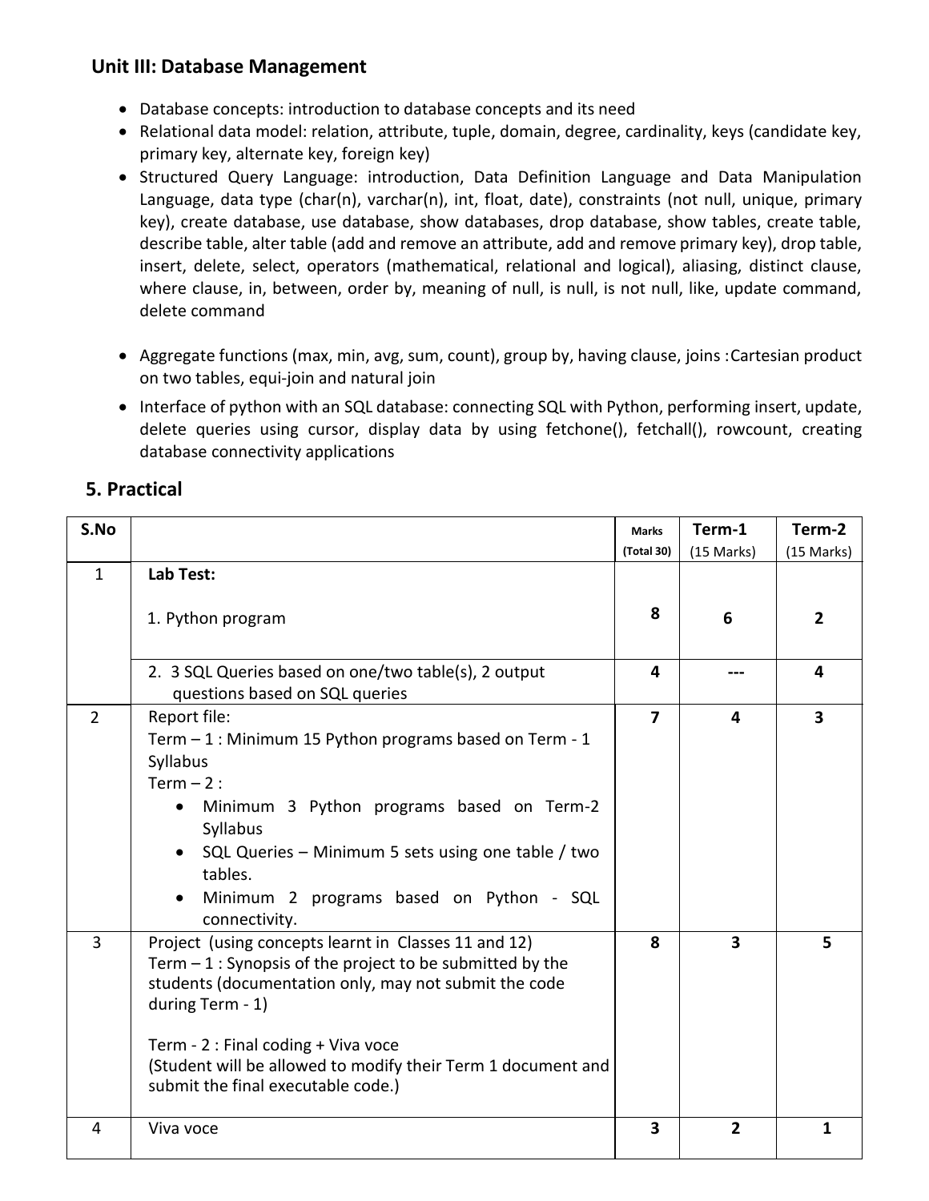### Unit III: Database Management

- Database concepts: introduction to database concepts and its need
- Relational data model: relation, attribute, tuple, domain, degree, cardinality, keys (candidate key, primary key, alternate key, foreign key)
- Structured Query Language: introduction, Data Definition Language and Data Manipulation Language, data type (char(n), varchar(n), int, float, date), constraints (not null, unique, primary key), create database, use database, show databases, drop database, show tables, create table, describe table, alter table (add and remove an attribute, add and remove primary key), drop table, insert, delete, select, operators (mathematical, relational and logical), aliasing, distinct clause, where clause, in, between, order by, meaning of null, is null, is not null, like, update command, delete command

- Aggregate functions (max, min, avg, sum, count), group by, having clause, joins :Cartesian product on two tables, equi-join and natural join
- Interface of python with an SQL database: connecting SQL with Python, performing insert, update, delete queries using cursor, display data by using fetchone(), fetchall(), rowcount, creating database connectivity applications

## 5. Practical

| S.No | | Marks (Total 30) | Term-1 (15 Marks) | Term-2 (15 Marks) |
|---|---|---|---|---|
| 1 | **Lab Test:**<br><br>1. Python program | **8** | **6** | **2** |
| | 2. 3 SQL Queries based on one/two table(s), 2 output questions based on SQL queries | **4** | **---** | **4** |
| 2 | Report file:<br>Term – 1 : Minimum 15 Python programs based on Term - 1 Syllabus<br>Term – 2 :<br>• Minimum 3 Python programs based on Term-2 Syllabus<br>• SQL Queries – Minimum 5 sets using one table / two tables.<br>• Minimum 2 programs based on Python - SQL connectivity. | **7** | **4** | **3** |
| 3 | Project (using concepts learnt in Classes 11 and 12)<br>Term – 1 : Synopsis of the project to be submitted by the students (documentation only, may not submit the code during Term - 1)<br><br>Term - 2 : Final coding + Viva voce<br>(Student will be allowed to modify their Term 1 document and submit the final executable code.) | **8** | **3** | **5** |
| 4 | Viva voce | **3** | **2** | **1** |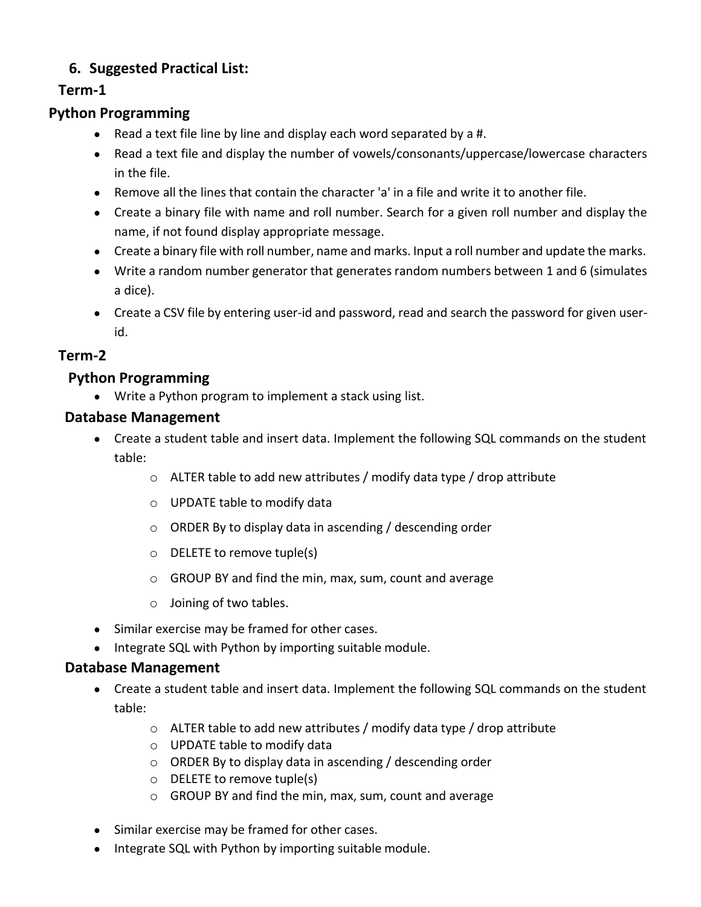## 6. Suggested Practical List:

### Term-1

### Python Programming

- Read a text file line by line and display each word separated by a #.
- Read a text file and display the number of vowels/consonants/uppercase/lowercase characters in the file.
- Remove all the lines that contain the character 'a' in a file and write it to another file.
- Create a binary file with name and roll number. Search for a given roll number and display the name, if not found display appropriate message.
- Create a binary file with roll number, name and marks. Input a roll number and update the marks.
- Write a random number generator that generates random numbers between 1 and 6 (simulates a dice).
- Create a CSV file by entering user-id and password, read and search the password for given user-id.

### Term-2

### Python Programming

- Write a Python program to implement a stack using list.

### Database Management

- Create a student table and insert data. Implement the following SQL commands on the student table:
    - ALTER table to add new attributes / modify data type / drop attribute
    - UPDATE table to modify data
    - ORDER By to display data in ascending / descending order
    - DELETE to remove tuple(s)
    - GROUP BY and find the min, max, sum, count and average
    - Joining of two tables.
- Similar exercise may be framed for other cases.
- Integrate SQL with Python by importing suitable module.

### Database Management

- Create a student table and insert data. Implement the following SQL commands on the student table:
    - ALTER table to add new attributes / modify data type / drop attribute
    - UPDATE table to modify data
    - ORDER By to display data in ascending / descending order
    - DELETE to remove tuple(s)
    - GROUP BY and find the min, max, sum, count and average
- Similar exercise may be framed for other cases.
- Integrate SQL with Python by importing suitable module.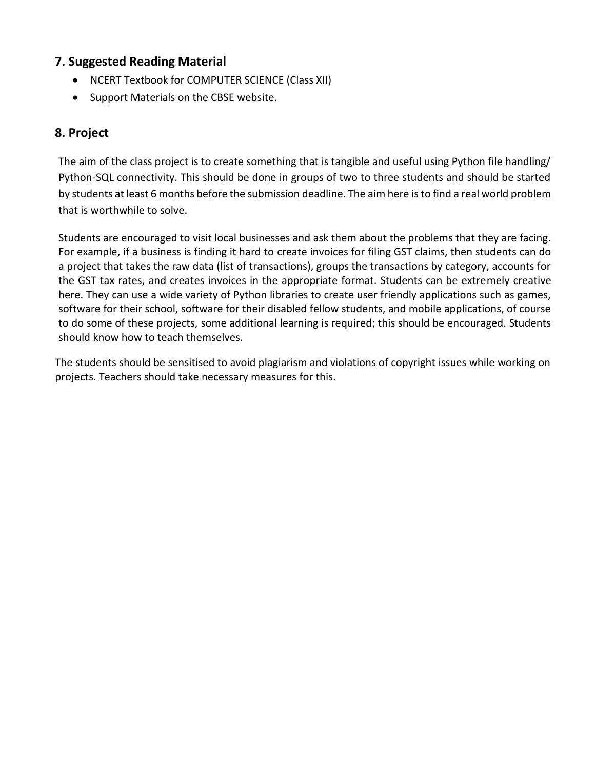## 7. Suggested Reading Material

- NCERT Textbook for COMPUTER SCIENCE (Class XII)
- Support Materials on the CBSE website.

## 8. Project

The aim of the class project is to create something that is tangible and useful using Python file handling/ Python-SQL connectivity. This should be done in groups of two to three students and should be started by students at least 6 months before the submission deadline. The aim here is to find a real world problem that is worthwhile to solve.

Students are encouraged to visit local businesses and ask them about the problems that they are facing. For example, if a business is finding it hard to create invoices for filing GST claims, then students can do a project that takes the raw data (list of transactions), groups the transactions by category, accounts for the GST tax rates, and creates invoices in the appropriate format. Students can be extremely creative here. They can use a wide variety of Python libraries to create user friendly applications such as games, software for their school, software for their disabled fellow students, and mobile applications, of course to do some of these projects, some additional learning is required; this should be encouraged. Students should know how to teach themselves.

The students should be sensitised to avoid plagiarism and violations of copyright issues while working on projects. Teachers should take necessary measures for this.